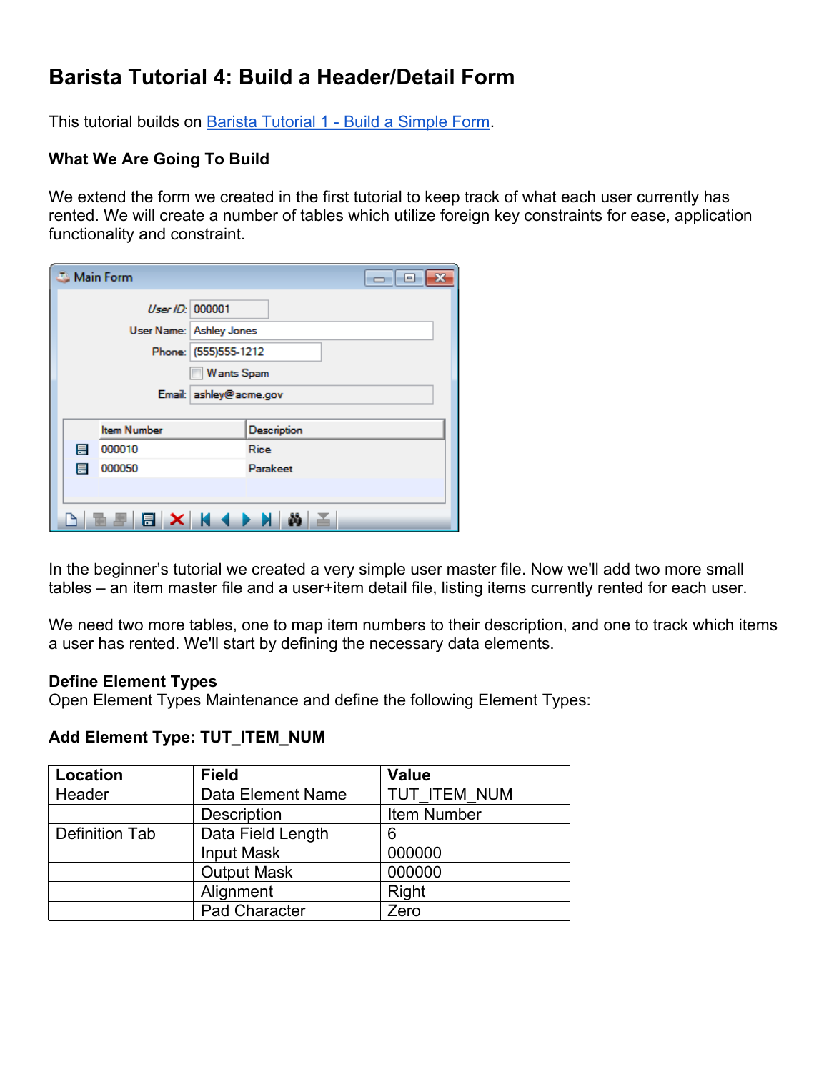# Barista Tutorial 4: Build a Header/Detail Form

This tutorial builds on [Barista Tutorial 1 - Build a Simple Form](#).

### What We Are Going To Build

We extend the form we created in the first tutorial to keep track of what each user currently has rented. We will create a number of tables which utilize foreign key constraints for ease, application functionality and constraint.

In the beginner's tutorial we created a very simple user master file. Now we'll add two more small tables – an item master file and a user+item detail file, listing items currently rented for each user.

We need two more tables, one to map item numbers to their description, and one to track which items a user has rented. We'll start by defining the necessary data elements.

### Define Element Types

Open Element Types Maintenance and define the following Element Types:

### Add Element Type: TUT_ITEM_NUM

| Location | Field | Value |
|---|---|---|
| Header | Data Element Name | TUT_ITEM_NUM |
| | Description | Item Number |
| Definition Tab | Data Field Length | 6 |
| | Input Mask | 000000 |
| | Output Mask | 000000 |
| | Alignment | Right |
| | Pad Character | Zero |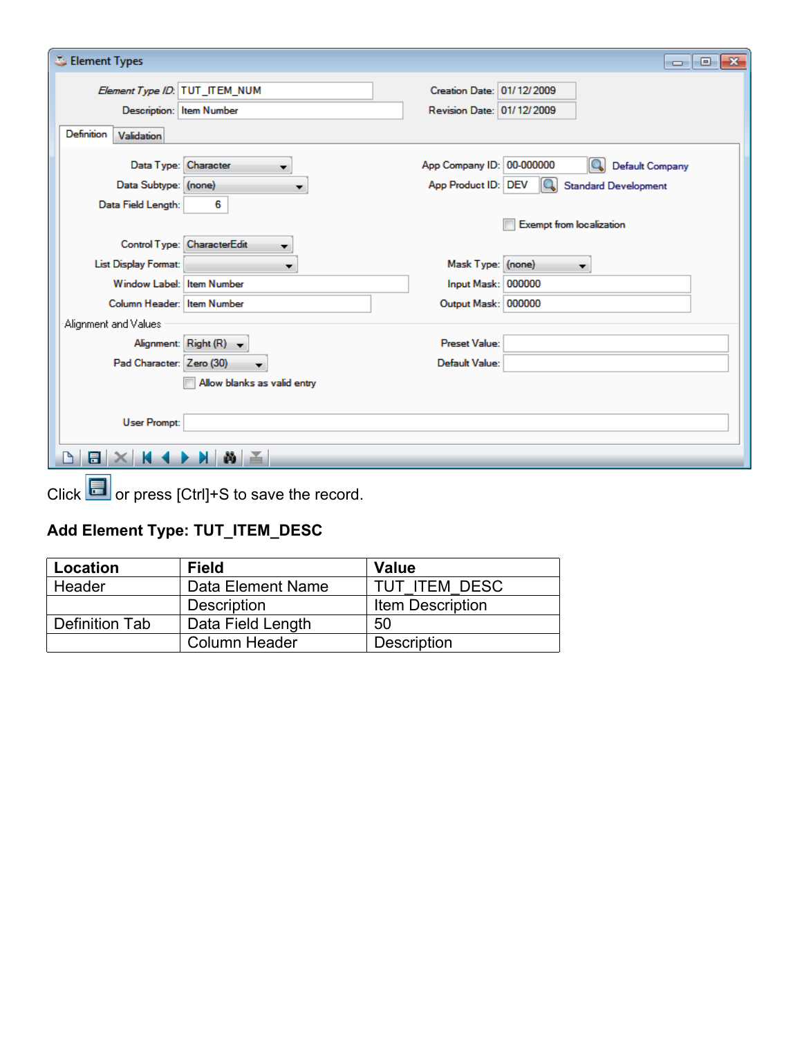Click or press [Ctrl]+S to save the record.

**Add Element Type: TUT_ITEM_DESC**

| Location | Field | Value |
| --- | --- | --- |
| Header | Data Element Name | TUT_ITEM_DESC |
| | Description | Item Description |
| Definition Tab | Data Field Length | 50 |
| | Column Header | Description |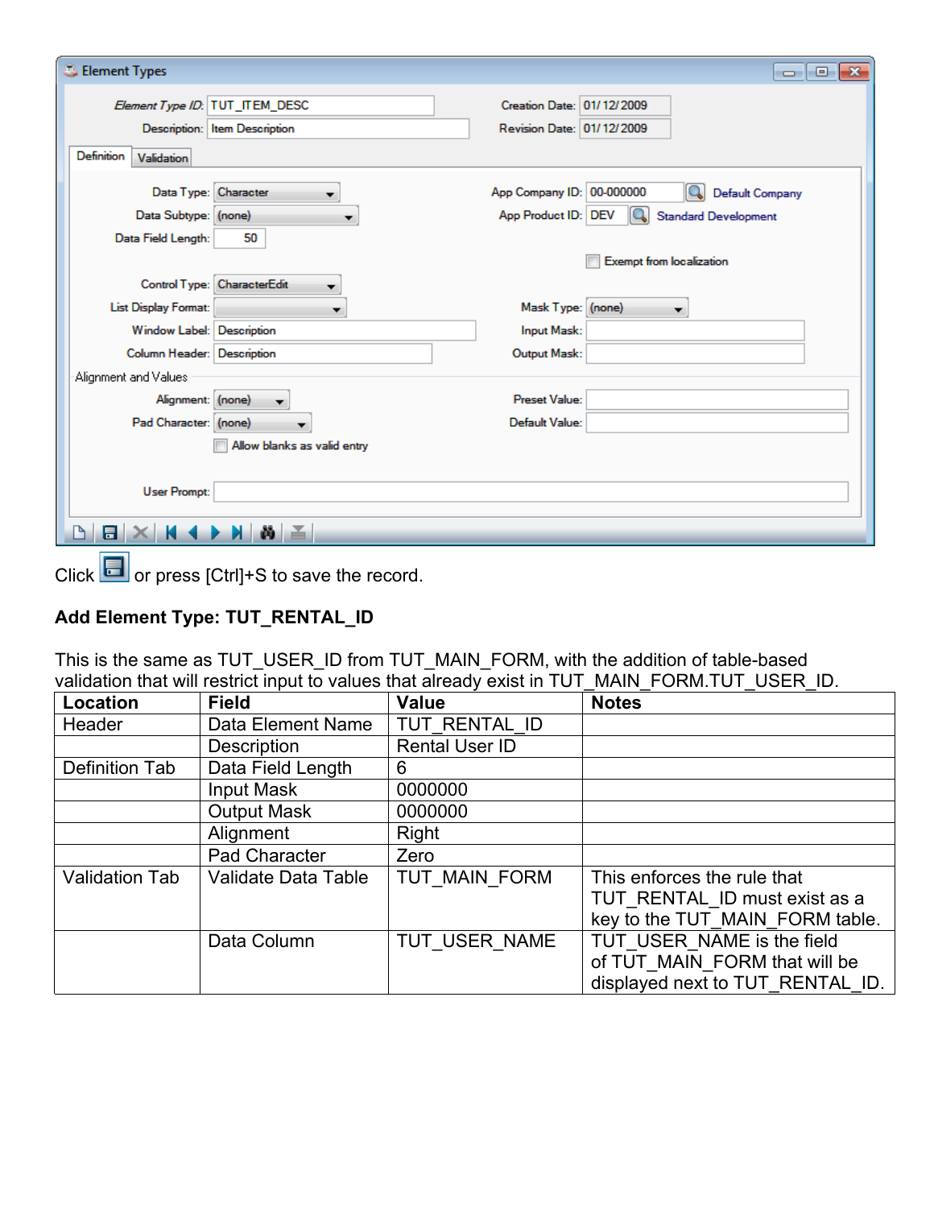Click or press [Ctrl]+S to save the record.

**Add Element Type: TUT_RENTAL_ID**

This is the same as TUT_USER_ID from TUT_MAIN_FORM, with the addition of table-based validation that will restrict input to values that already exist in TUT_MAIN_FORM.TUT_USER_ID.

| Location | Field | Value | Notes |
|---|---|---|---|
| Header | Data Element Name | TUT_RENTAL_ID | |
| | Description | Rental User ID | |
| Definition Tab | Data Field Length | 6 | |
| | Input Mask | 0000000 | |
| | Output Mask | 0000000 | |
| | Alignment | Right | |
| | Pad Character | Zero | |
| Validation Tab | Validate Data Table | TUT_MAIN_FORM | This enforces the rule that TUT_RENTAL_ID must exist as a key to the TUT_MAIN_FORM table. |
| | Data Column | TUT_USER_NAME | TUT_USER_NAME is the field of TUT_MAIN_FORM that will be displayed next to TUT_RENTAL_ID. |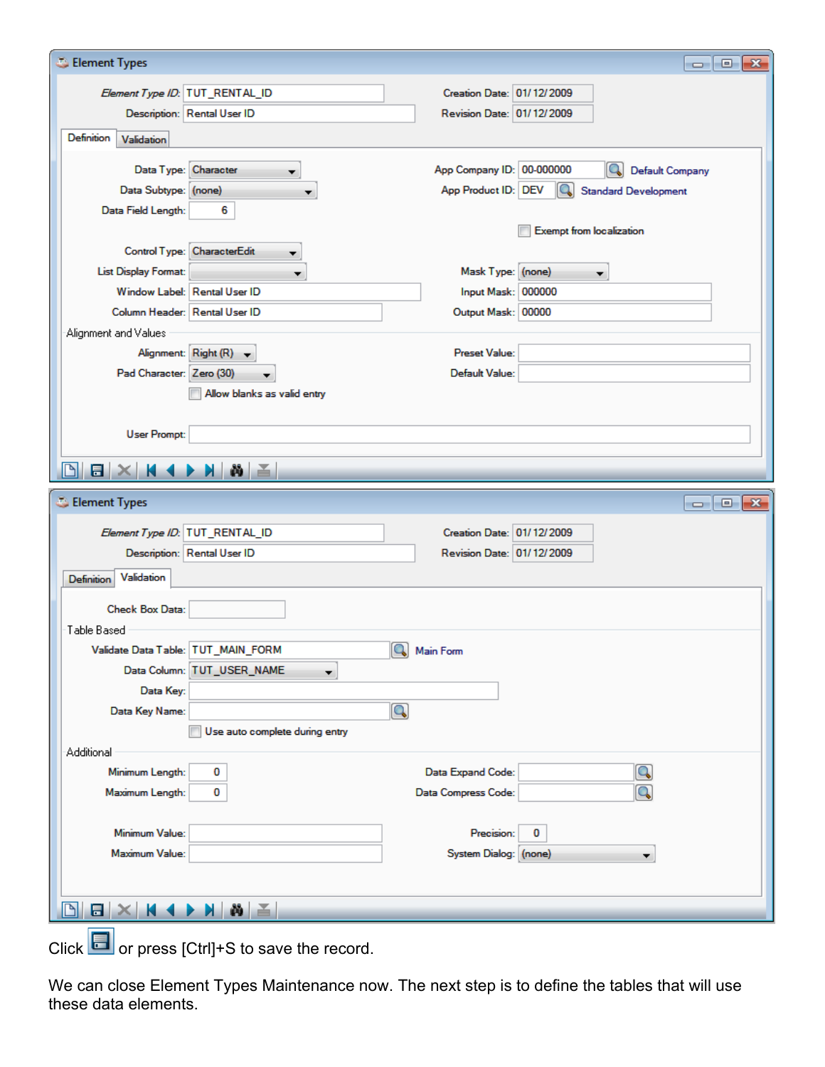**Element Types**

Element Type ID: TUT_RENTAL_ID
Description: Rental User ID
Creation Date: 01/12/2009
Revision Date: 01/12/2009

**Definition** | Validation

Data Type: Character
Data Subtype: (none)
Data Field Length: 6
App Company ID: 00-000000 Default Company
App Product ID: DEV Standard Development
Exempt from localization

Control Type: CharacterEdit
List Display Format:
Window Label: Rental User ID
Column Header: Rental User ID
Mask Type: (none)
Input Mask: 000000
Output Mask: 00000

Alignment and Values

Alignment: Right (R)
Pad Character: Zero (30)
Allow blanks as valid entry
Preset Value:
Default Value:

User Prompt:

---

**Element Types**

Element Type ID: TUT_RENTAL_ID
Description: Rental User ID
Creation Date: 01/12/2009
Revision Date: 01/12/2009

Definition | **Validation**

Check Box Data:

Table Based

Validate Data Table: TUT_MAIN_FORM Main Form
Data Column: TUT_USER_NAME
Data Key:
Data Key Name:
Use auto complete during entry

Additional

Minimum Length: 0
Maximum Length: 0
Data Expand Code:
Data Compress Code:

Minimum Value:
Maximum Value:
Precision: 0
System Dialog: (none)

---

Click [Save] or press [Ctrl]+S to save the record.

We can close Element Types Maintenance now. The next step is to define the tables that will use these data elements.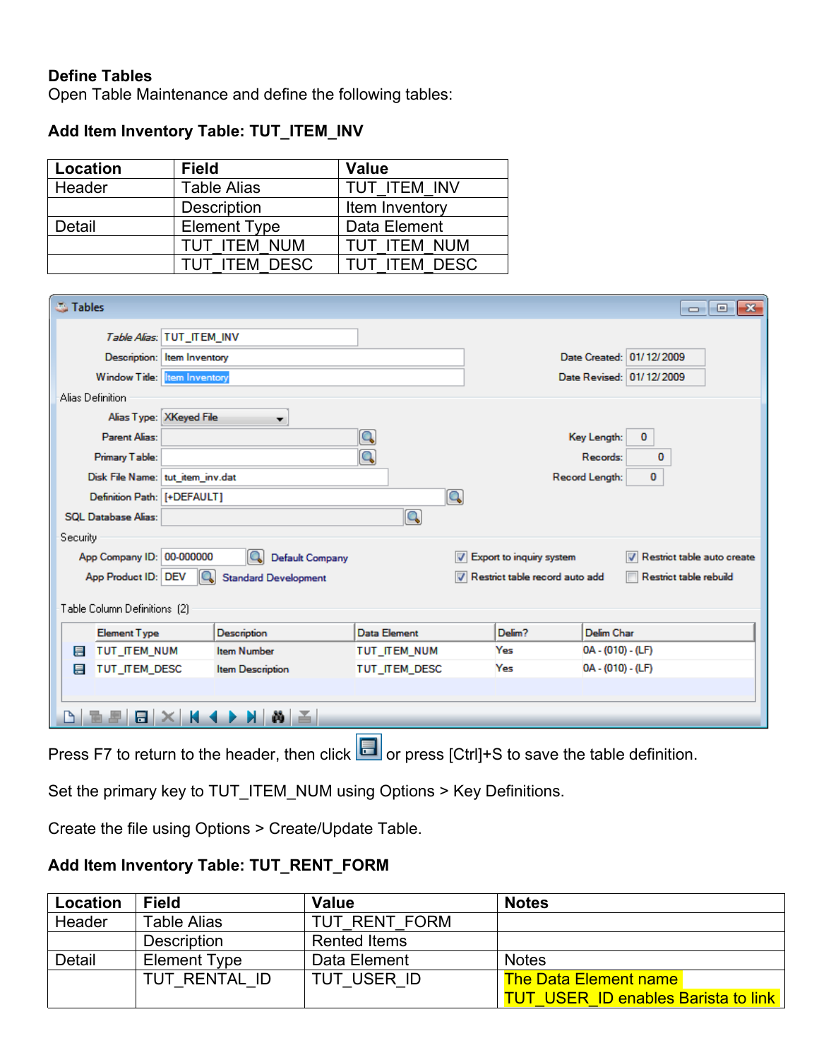**Define Tables**

Open Table Maintenance and define the following tables:

**Add Item Inventory Table: TUT_ITEM_INV**

| Location | Field | Value |
|---|---|---|
| Header | Table Alias | TUT_ITEM_INV |
| | Description | Item Inventory |
| Detail | Element Type | Data Element |
| | TUT_ITEM_NUM | TUT_ITEM_NUM |
| | TUT_ITEM_DESC | TUT_ITEM_DESC |

Press F7 to return to the header, then click or press [Ctrl]+S to save the table definition.

Set the primary key to TUT_ITEM_NUM using Options > Key Definitions.

Create the file using Options > Create/Update Table.

**Add Item Inventory Table: TUT_RENT_FORM**

| Location | Field | Value | Notes |
|---|---|---|---|
| Header | Table Alias | TUT_RENT_FORM | |
| | Description | Rented Items | |
| Detail | Element Type | Data Element | Notes |
| | TUT_RENTAL_ID | TUT_USER_ID | The Data Element name TUT_USER_ID enables Barista to link |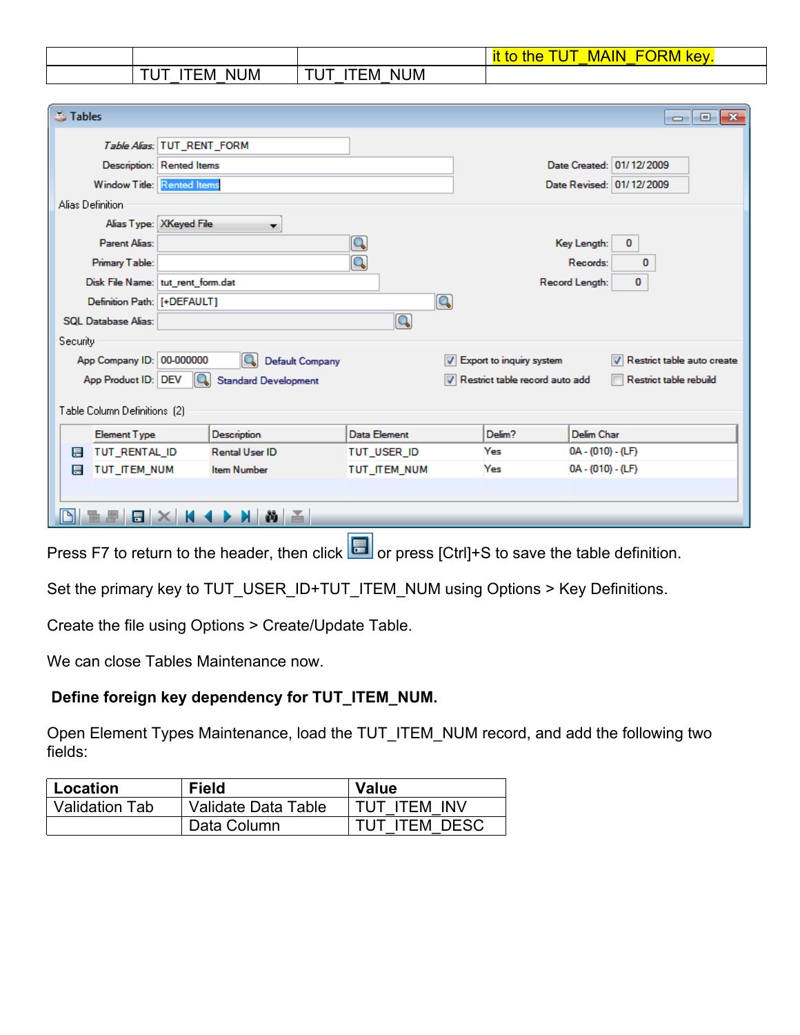| | | | it to the TUT_MAIN_FORM key. |
|---|---|---|---|
| | TUT_ITEM_NUM | TUT_ITEM_NUM | |

Press F7 to return to the header, then click [save icon] or press [Ctrl]+S to save the table definition.

Set the primary key to TUT_USER_ID+TUT_ITEM_NUM using Options > Key Definitions.

Create the file using Options > Create/Update Table.

We can close Tables Maintenance now.

**Define foreign key dependency for TUT_ITEM_NUM.**

Open Element Types Maintenance, load the TUT_ITEM_NUM record, and add the following two fields:

| Location | Field | Value |
|---|---|---|
| Validation Tab | Validate Data Table | TUT_ITEM_INV |
| | Data Column | TUT_ITEM_DESC |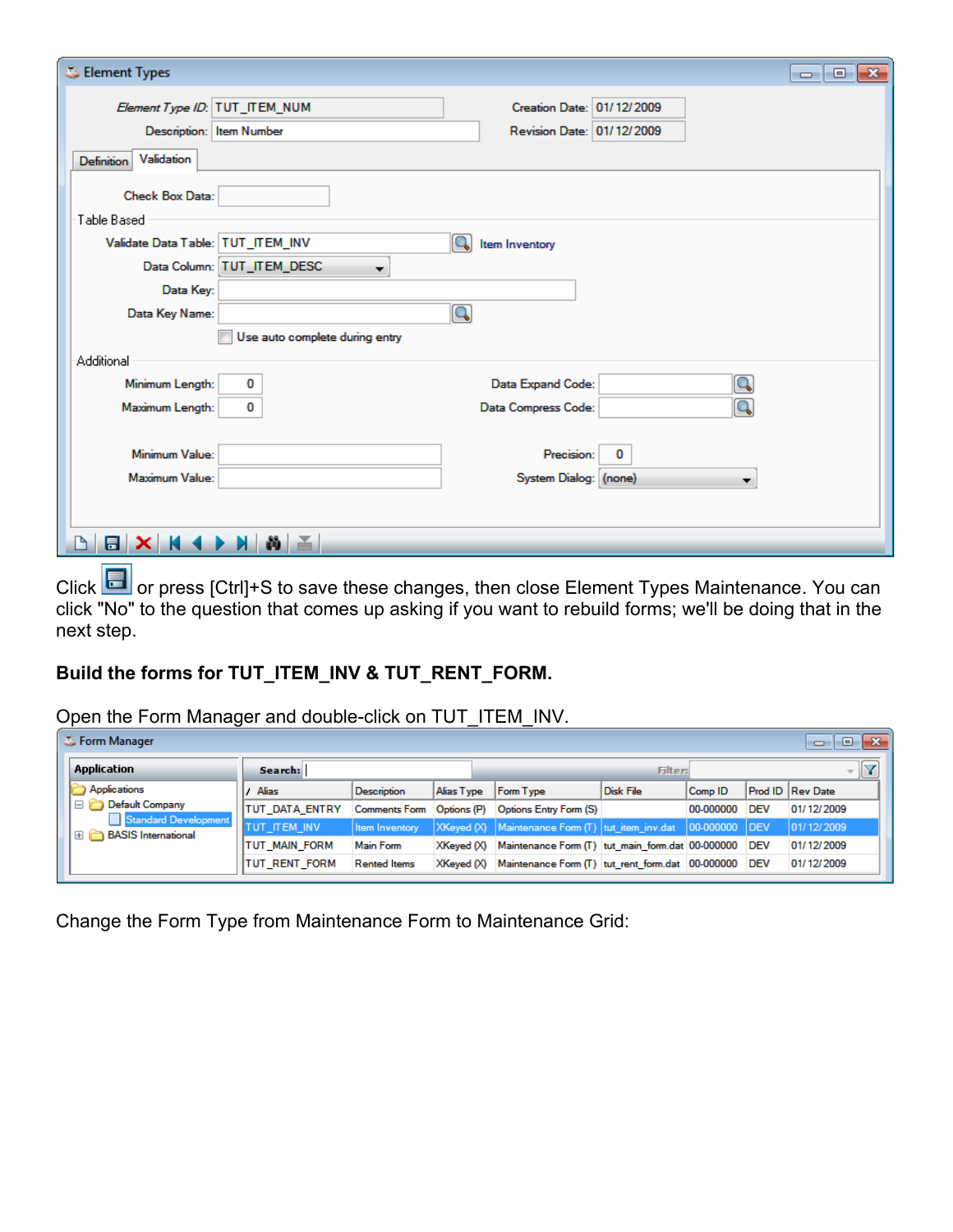Click  or press [Ctrl]+S to save these changes, then close Element Types Maintenance. You can click "No" to the question that comes up asking if you want to rebuild forms; we'll be doing that in the next step.

**Build the forms for TUT_ITEM_INV & TUT_RENT_FORM.**

Open the Form Manager and double-click on TUT_ITEM_INV.

Change the Form Type from Maintenance Form to Maintenance Grid: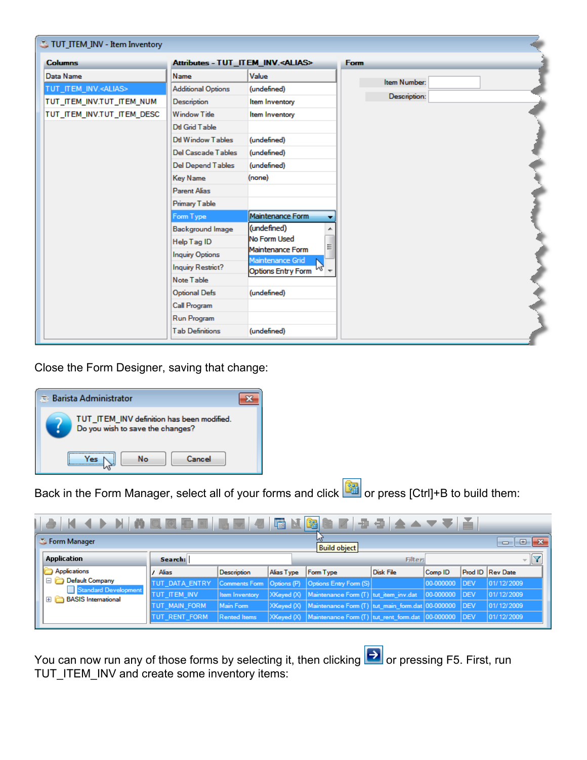Close the Form Designer, saving that change:

Back in the Form Manager, select all of your forms and click or press [Ctrl]+B to build them:

You can now run any of those forms by selecting it, then clicking or pressing F5. First, run TUT_ITEM_INV and create some inventory items: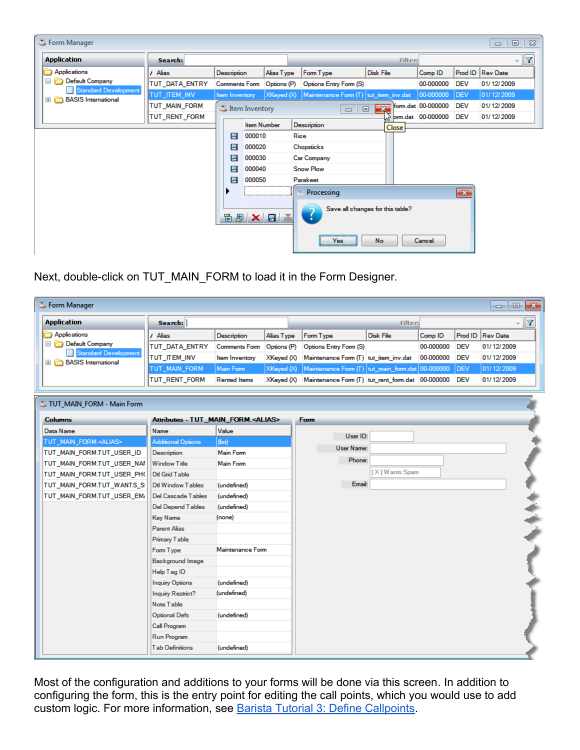Next, double-click on TUT_MAIN_FORM to load it in the Form Designer.

Most of the configuration and additions to your forms will be done via this screen. In addition to configuring the form, this is the entry point for editing the call points, which you would use to add custom logic. For more information, see Barista Tutorial 3: Define Callpoints.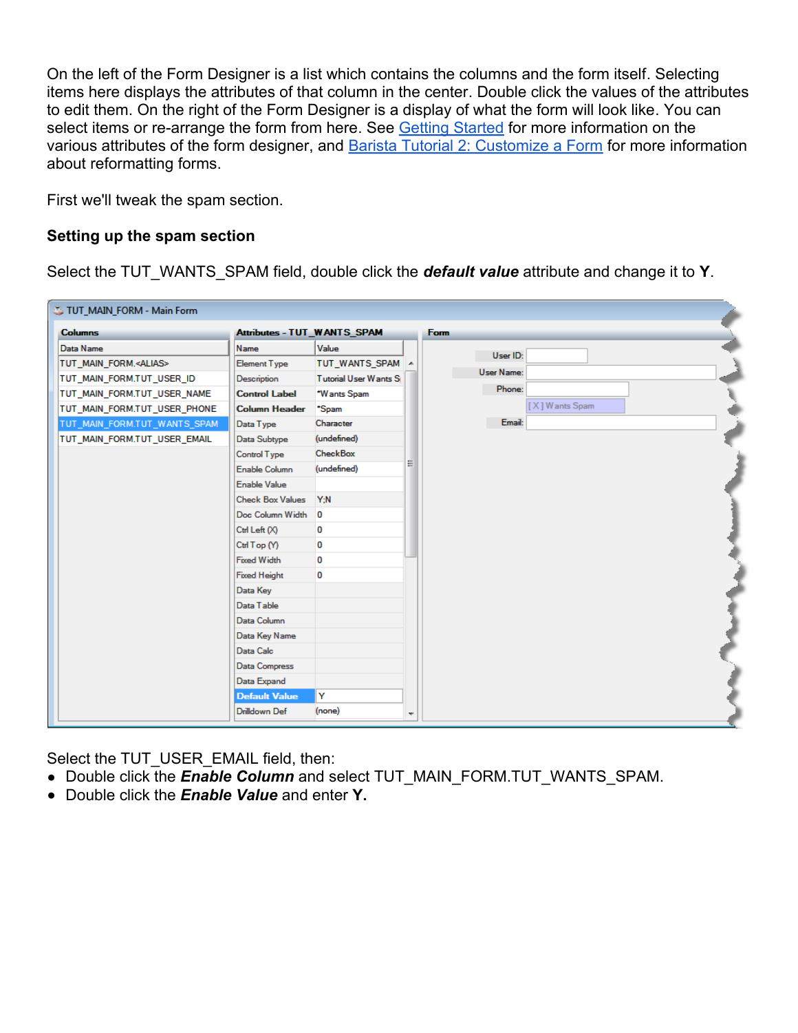On the left of the Form Designer is a list which contains the columns and the form itself. Selecting items here displays the attributes of that column in the center. Double click the values of the attributes to edit them. On the right of the Form Designer is a display of what the form will look like. You can select items or re-arrange the form from here. See Getting Started for more information on the various attributes of the form designer, and Barista Tutorial 2: Customize a Form for more information about reformatting forms.

First we'll tweak the spam section.

### Setting up the spam section

Select the TUT_WANTS_SPAM field, double click the ***default value*** attribute and change it to **Y**.

Select the TUT_USER_EMAIL field, then:

- Double click the ***Enable Column*** and select TUT_MAIN_FORM.TUT_WANTS_SPAM.
- Double click the ***Enable Value*** and enter **Y.**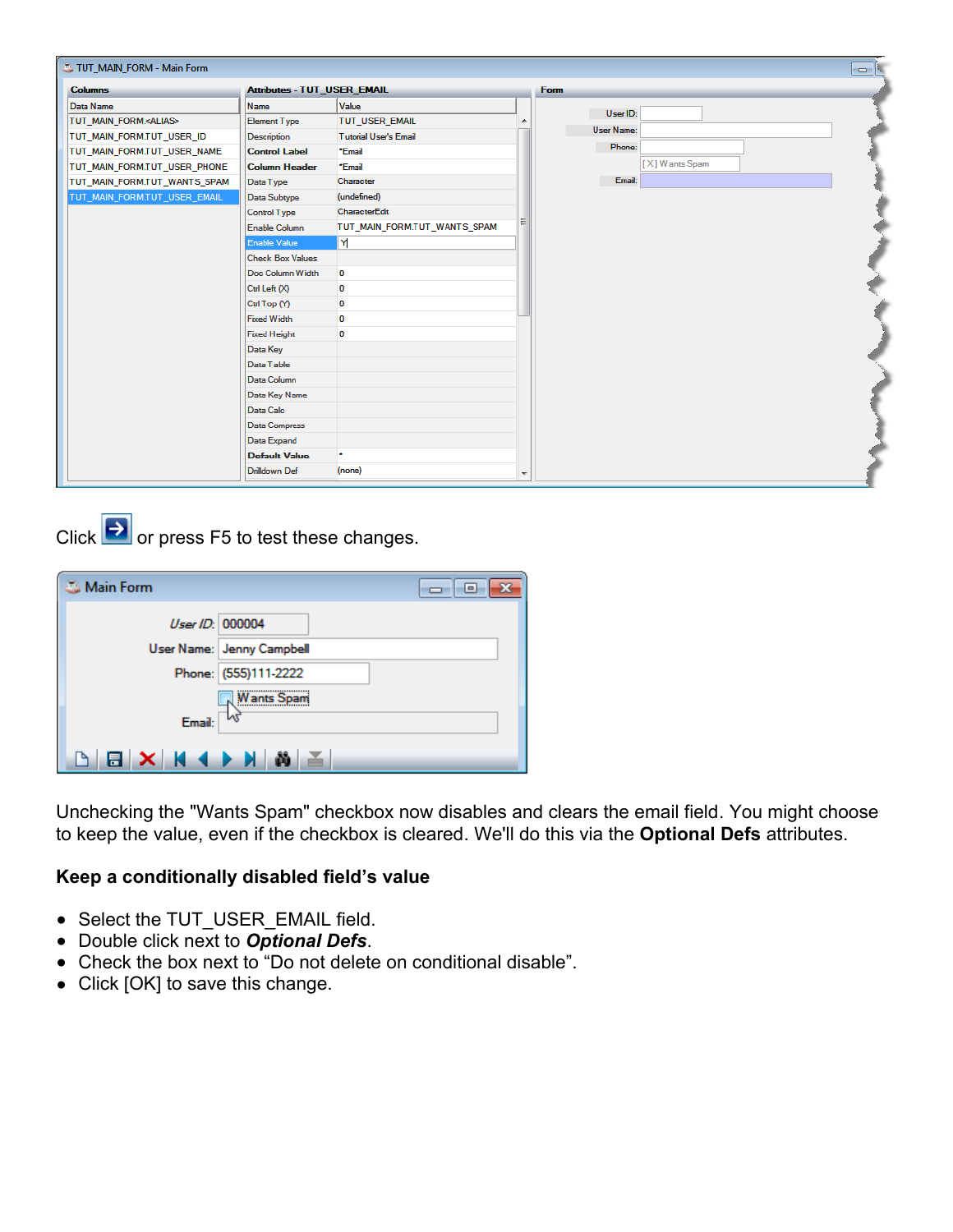Click  or press F5 to test these changes.

Unchecking the "Wants Spam" checkbox now disables and clears the email field. You might choose to keep the value, even if the checkbox is cleared. We'll do this via the **Optional Defs** attributes.

**Keep a conditionally disabled field's value**

- Select the TUT_USER_EMAIL field.
- Double click next to ***Optional Defs***.
- Check the box next to "Do not delete on conditional disable".
- Click [OK] to save this change.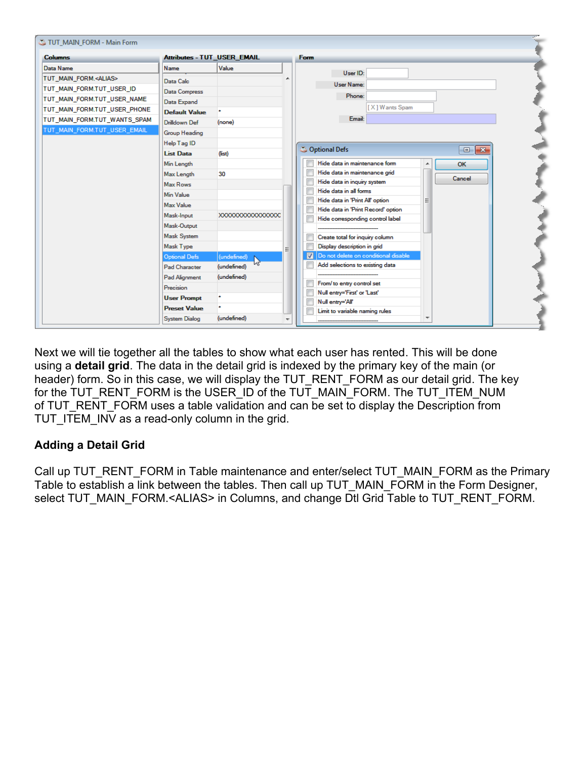Next we will tie together all the tables to show what each user has rented. This will be done using a **detail grid**. The data in the detail grid is indexed by the primary key of the main (or header) form. So in this case, we will display the TUT_RENT_FORM as our detail grid. The key for the TUT_RENT_FORM is the USER_ID of the TUT_MAIN_FORM. The TUT_ITEM_NUM of TUT_RENT_FORM uses a table validation and can be set to display the Description from TUT_ITEM_INV as a read-only column in the grid.

### Adding a Detail Grid

Call up TUT_RENT_FORM in Table maintenance and enter/select TUT_MAIN_FORM as the Primary Table to establish a link between the tables. Then call up TUT_MAIN_FORM in the Form Designer, select TUT_MAIN_FORM.<ALIAS> in Columns, and change Dtl Grid Table to TUT_RENT_FORM.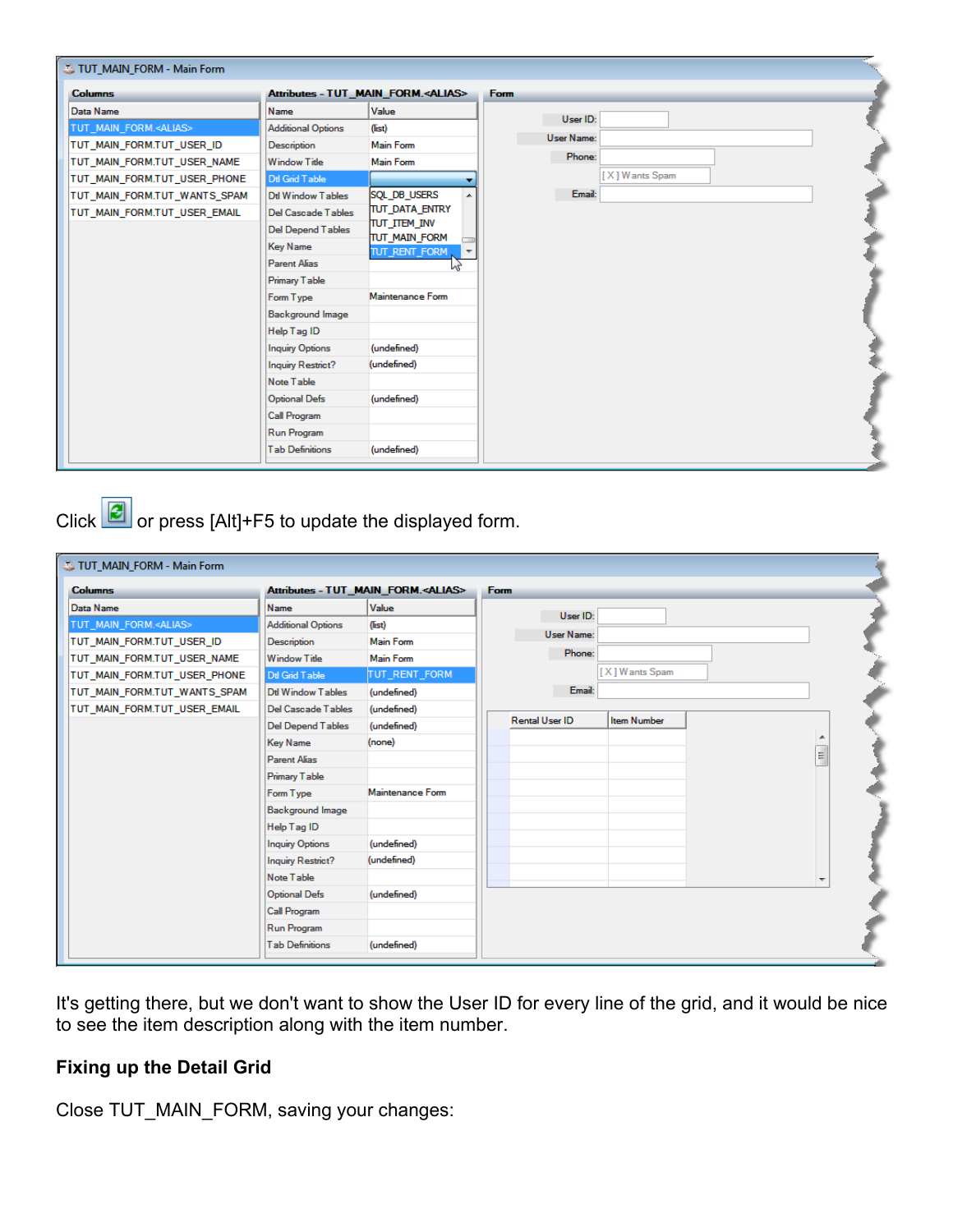Click or press [Alt]+F5 to update the displayed form.

It's getting there, but we don't want to show the User ID for every line of the grid, and it would be nice to see the item description along with the item number.

**Fixing up the Detail Grid**

Close TUT_MAIN_FORM, saving your changes: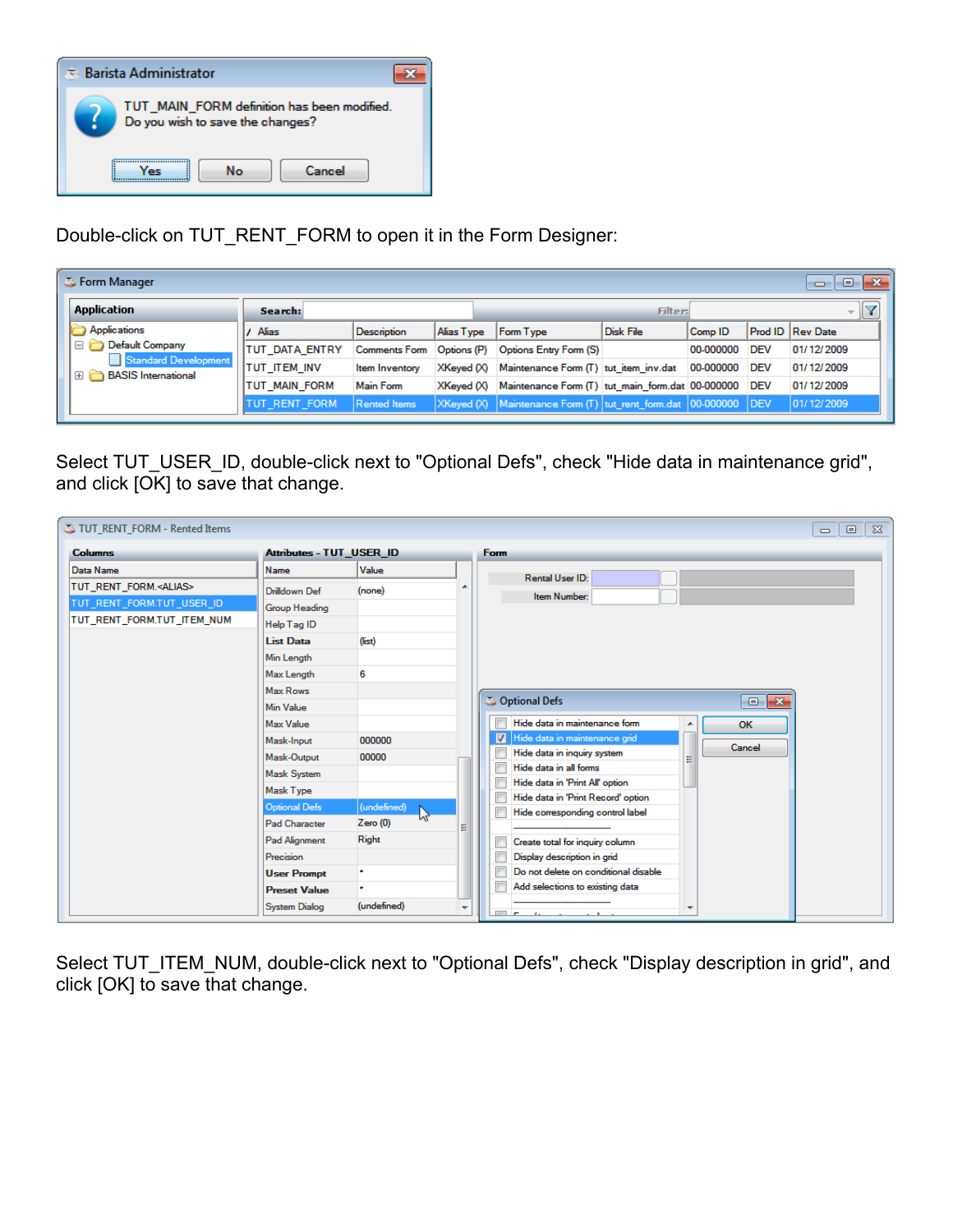Double-click on TUT_RENT_FORM to open it in the Form Designer:

Select TUT_USER_ID, double-click next to "Optional Defs", check "Hide data in maintenance grid", and click [OK] to save that change.

Select TUT_ITEM_NUM, double-click next to "Optional Defs", check "Display description in grid", and click [OK] to save that change.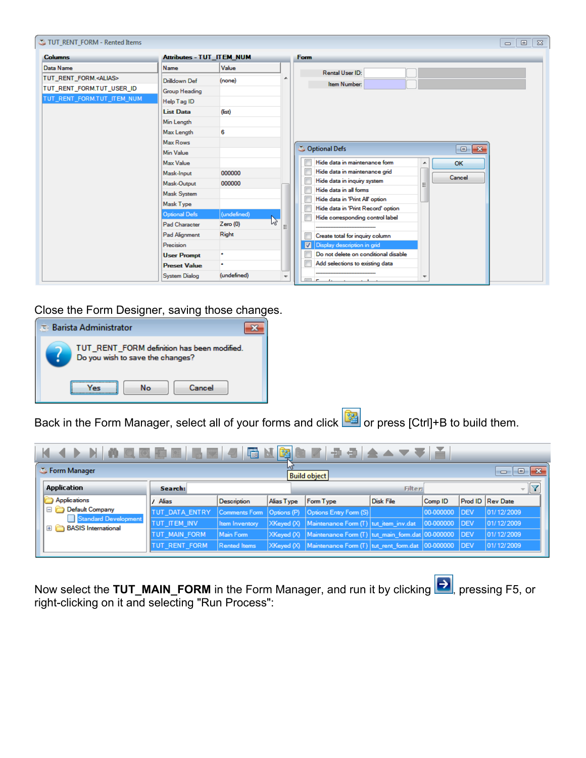Close the Form Designer, saving those changes.

Back in the Form Manager, select all of your forms and click  or press [Ctrl]+B to build them.

Now select the **TUT_MAIN_FORM** in the Form Manager, and run it by clicking , pressing F5, or right-clicking on it and selecting "Run Process":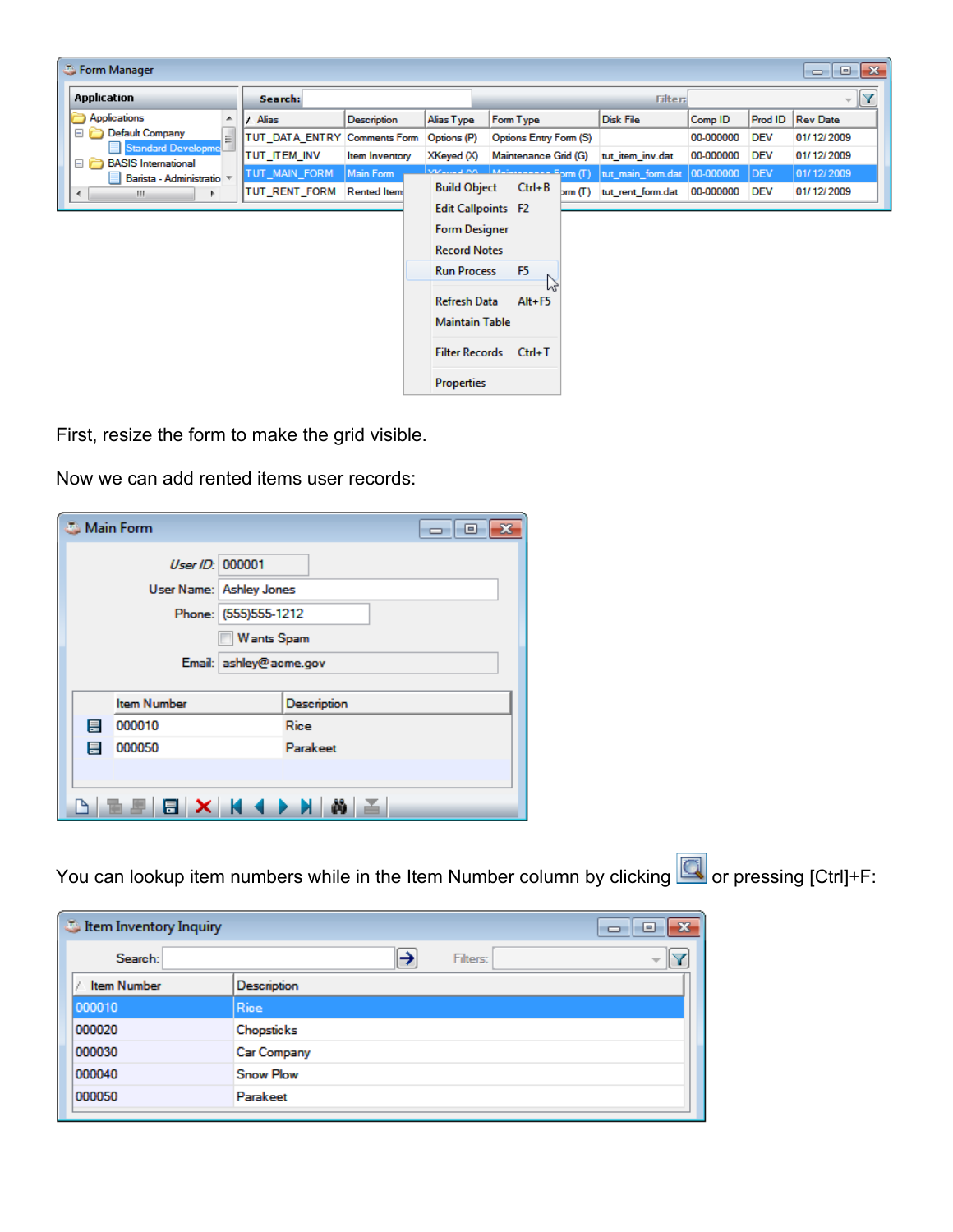First, resize the form to make the grid visible.

Now we can add rented items user records:

You can lookup item numbers while in the Item Number column by clicking  or pressing [Ctrl]+F: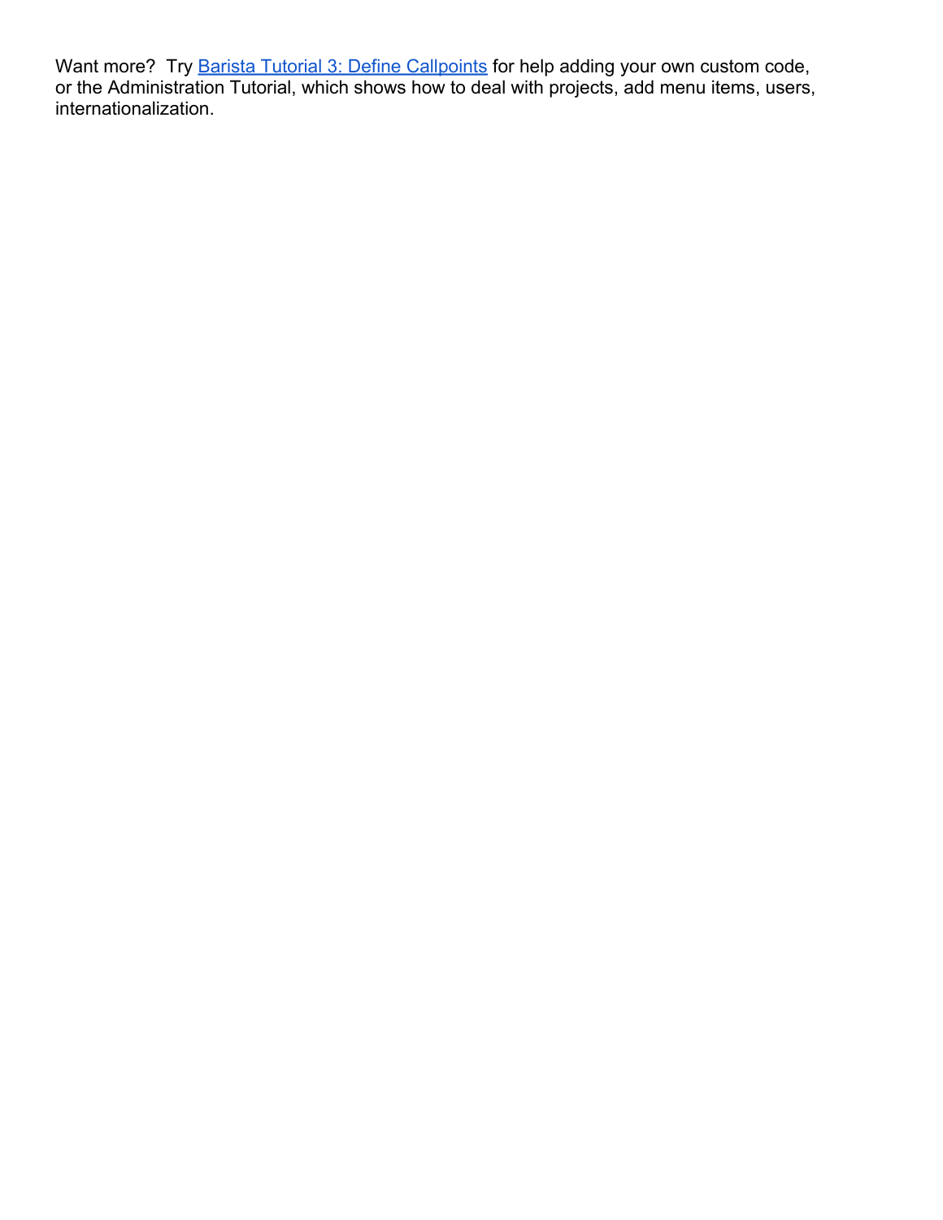Want more? Try Barista Tutorial 3: Define Callpoints for help adding your own custom code, or the Administration Tutorial, which shows how to deal with projects, add menu items, users, internationalization.